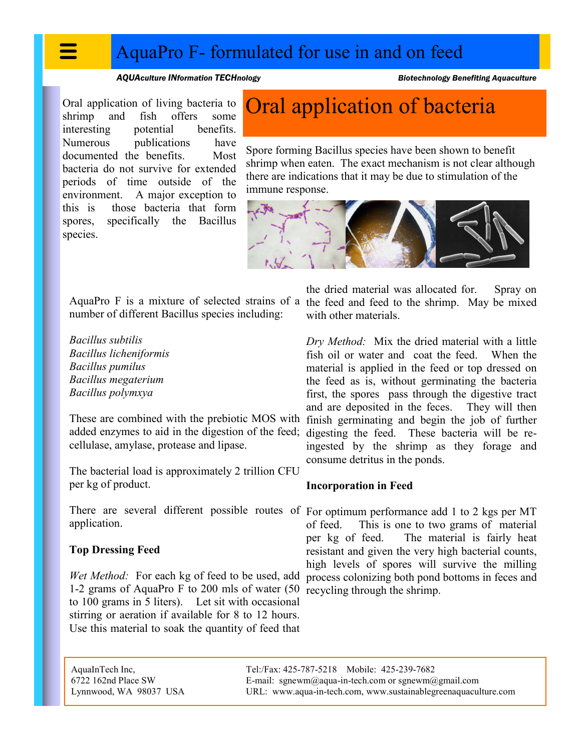# AquaPro F- formulated for use in and on feed

*AQUAculture INformation TECHnology* — *Biotechnology Benefiting Aquaculture*

Oral application of living bacteria to shrimp and fish offers some interesting potential benefits. Numerous publications have documented the benefits. Most bacteria do not survive for extended periods of time outside of the environment. A major exception to this is those bacteria that form spores, specifically the Bacillus species.

## Oral application of bacteria

Spore forming Bacillus species have been shown to benefit shrimp when eaten. The exact mechanism is not clear although there are indications that it may be due to stimulation of the immune response.

AquaPro F is a mixture of selected strains of a number of different Bacillus species including:

*Bacillus subtilis*
*Bacillus licheniformis*
*Bacillus pumilus*
*Bacillus megaterium*
*Bacillus polymxya*

These are combined with the prebiotic MOS with added enzymes to aid in the digestion of the feed; cellulase, amylase, protease and lipase.

The bacterial load is approximately 2 trillion CFU per kg of product.

There are several different possible routes of application.

**Top Dressing Feed**

*Wet Method:* For each kg of feed to be used, add 1-2 grams of AquaPro F to 200 mls of water (50 to 100 grams in 5 liters). Let sit with occasional stirring or aeration if available for 8 to 12 hours. Use this material to soak the quantity of feed that the dried material was allocated for. Spray on the feed and feed to the shrimp. May be mixed with other materials.

*Dry Method:* Mix the dried material with a little fish oil or water and coat the feed. When the material is applied in the feed or top dressed on the feed as is, without germinating the bacteria first, the spores pass through the digestive tract and are deposited in the feces. They will then finish germinating and begin the job of further digesting the feed. These bacteria will be re-ingested by the shrimp as they forage and consume detritus in the ponds.

**Incorporation in Feed**

For optimum performance add 1 to 2 kgs per MT of feed. This is one to two grams of material per kg of feed. The material is fairly heat resistant and given the very high bacterial counts, high levels of spores will survive the milling process colonizing both pond bottoms in feces and recycling through the shrimp.

AquaInTech Inc,
6722 162nd Place SW
Lynnwood, WA 98037 USA

Tel:/Fax: 425-787-5218 Mobile: 425-239-7682
E-mail: sgnewm@aqua-in-tech.com or sgnewm@gmail.com
URL: www.aqua-in-tech.com, www.sustainablegreenaquaculture.com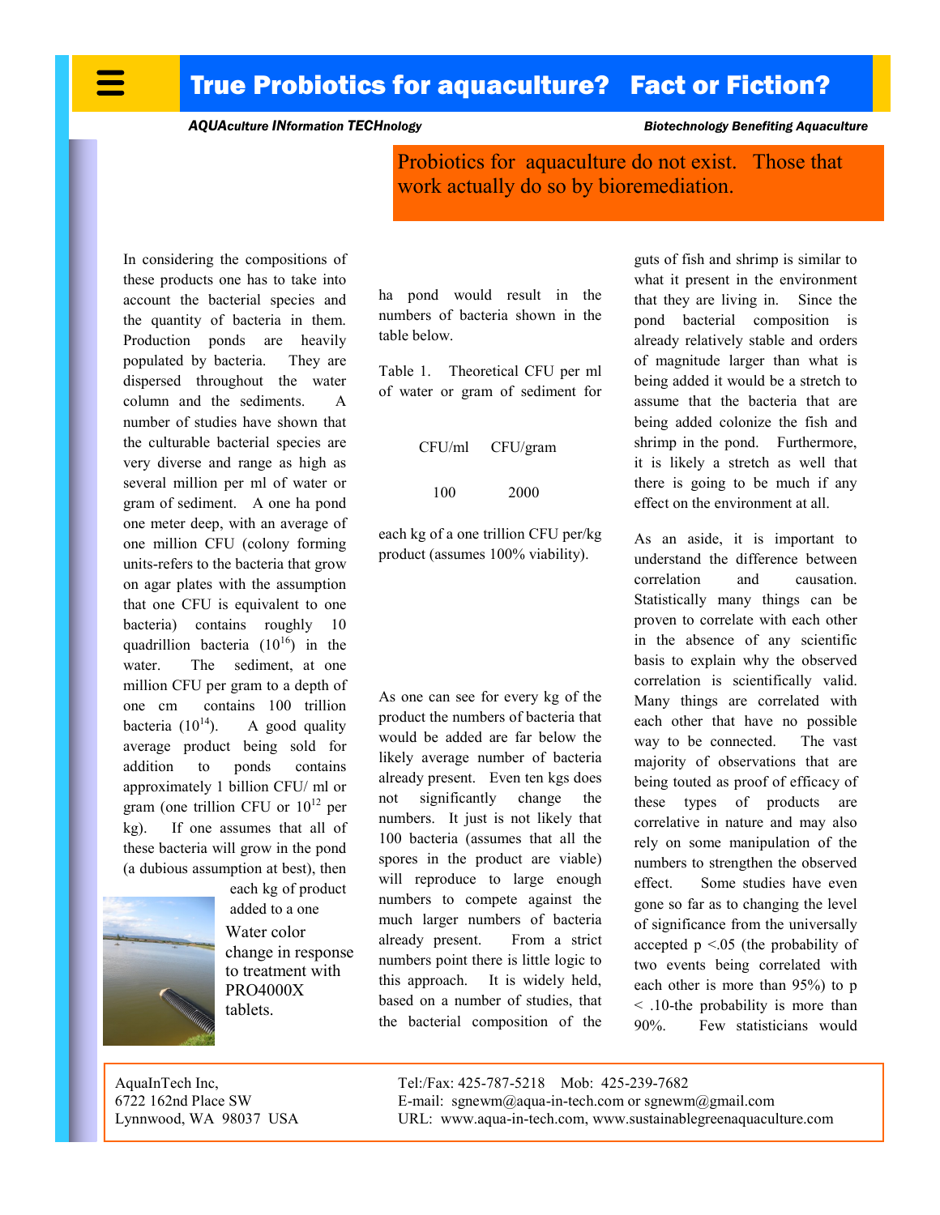# True Probiotics for aquaculture? Fact or Fiction?

Probiotics for aquaculture do not exist. Those that work actually do so by bioremediation.

In considering the compositions of these products one has to take into account the bacterial species and the quantity of bacteria in them. Production ponds are heavily populated by bacteria. They are dispersed throughout the water column and the sediments. A number of studies have shown that the culturable bacterial species are very diverse and range as high as several million per ml of water or gram of sediment. A one ha pond one meter deep, with an average of one million CFU (colony forming units-refers to the bacteria that grow on agar plates with the assumption that one CFU is equivalent to one bacteria) contains roughly 10 quadrillion bacteria ($10^{16}$) in the water. The sediment, at one million CFU per gram to a depth of one cm contains 100 trillion bacteria ($10^{14}$). A good quality average product being sold for addition to ponds contains approximately 1 billion CFU/ ml or gram (one trillion CFU or $10^{12}$ per kg). If one assumes that all of these bacteria will grow in the pond (a dubious assumption at best), then each kg of product added to a one ha pond would result in the numbers of bacteria shown in the table below.

Water color change in response to treatment with PRO4000X tablets.

Table 1. Theoretical CFU per ml of water or gram of sediment for each kg of a one trillion CFU per/kg product (assumes 100% viability).

| CFU/ml | CFU/gram |
|---|---|
| 100 | 2000 |

As one can see for every kg of the product the numbers of bacteria that would be added are far below the likely average number of bacteria already present. Even ten kgs does not significantly change the numbers. It just is not likely that 100 bacteria (assumes that all the spores in the product are viable) will reproduce to large enough numbers to compete against the much larger numbers of bacteria already present. From a strict numbers point there is little logic to this approach. It is widely held, based on a number of studies, that the bacterial composition of the guts of fish and shrimp is similar to what it present in the environment that they are living in. Since the pond bacterial composition is already relatively stable and orders of magnitude larger than what is being added it would be a stretch to assume that the bacteria that are being added colonize the fish and shrimp in the pond. Furthermore, it is likely a stretch as well that there is going to be much if any effect on the environment at all.

As an aside, it is important to understand the difference between correlation and causation. Statistically many things can be proven to correlate with each other in the absence of any scientific basis to explain why the observed correlation is scientifically valid. Many things are correlated with each other that have no possible way to be connected. The vast majority of observations that are being touted as proof of efficacy of these types of products are correlative in nature and may also rely on some manipulation of the numbers to strengthen the observed effect. Some studies have even gone so far as to changing the level of significance from the universally accepted $p < .05$ (the probability of two events being correlated with each other is more than 95%) to $p < .10$-the probability is more than 90%. Few statisticians would

AquaInTech Inc,
6722 162nd Place SW
Lynnwood, WA 98037 USA

Tel:/Fax: 425-787-5218 Mob: 425-239-7682
E-mail: sgnewm@aqua-in-tech.com or sgnewm@gmail.com
URL: www.aqua-in-tech.com, www.sustainablegreenaquaculture.com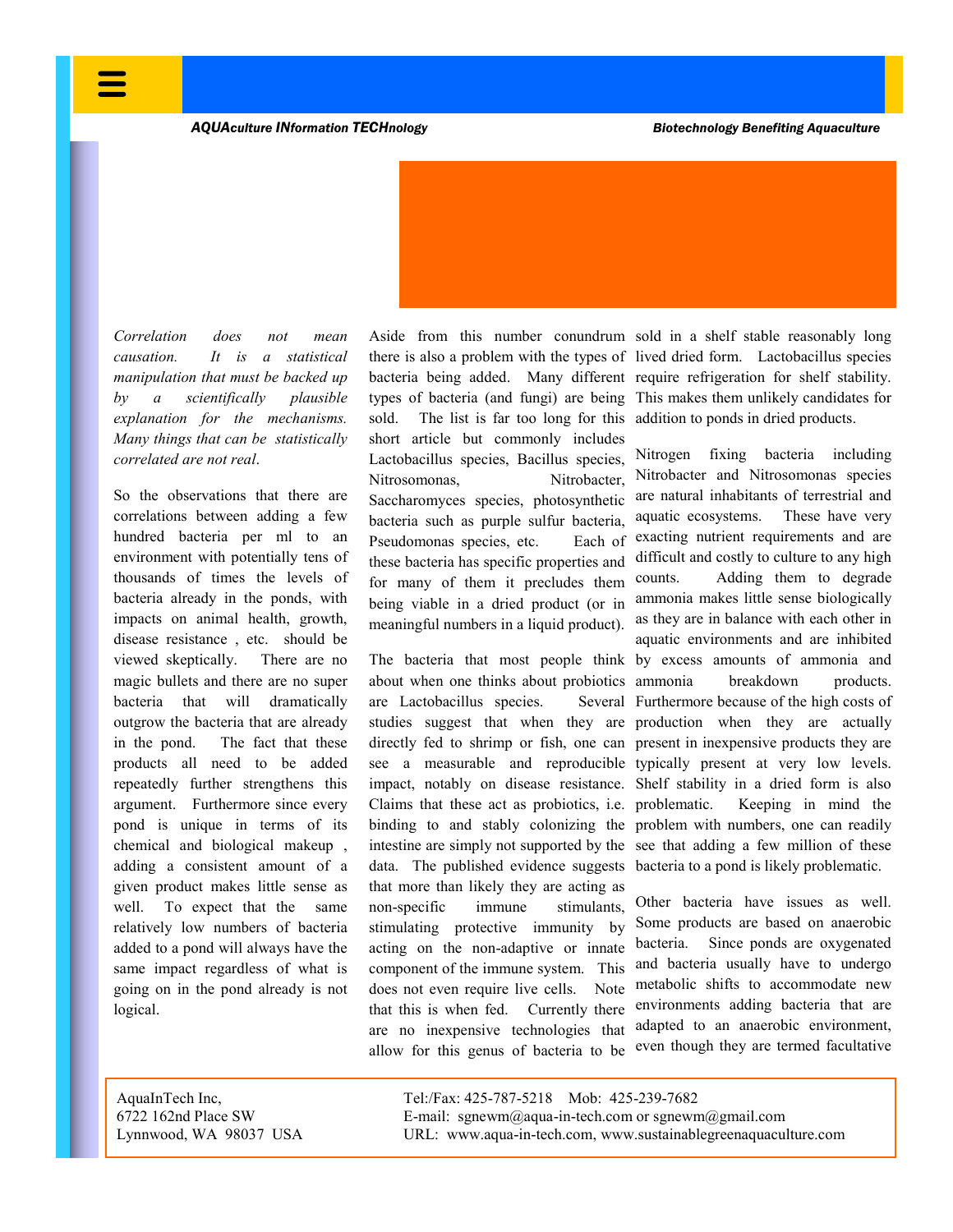*Correlation does not mean causation. It is a statistical manipulation that must be backed up by a scientifically plausible explanation for the mechanisms. Many things that can be statistically correlated are not real.*

So the observations that there are correlations between adding a few hundred bacteria per ml to an environment with potentially tens of thousands of times the levels of bacteria already in the ponds, with impacts on animal health, growth, disease resistance , etc. should be viewed skeptically. There are no magic bullets and there are no super bacteria that will dramatically outgrow the bacteria that are already in the pond. The fact that these products all need to be added repeatedly further strengthens this argument. Furthermore since every pond is unique in terms of its chemical and biological makeup , adding a consistent amount of a given product makes little sense as well. To expect that the same relatively low numbers of bacteria added to a pond will always have the same impact regardless of what is going on in the pond already is not logical.

Aside from this number conundrum there is also a problem with the types of bacteria being added. Many different types of bacteria (and fungi) are being sold. The list is far too long for this short article but commonly includes Lactobacillus species, Bacillus species, Nitrosomonas, Nitrobacter, Saccharomyces species, photosynthetic bacteria such as purple sulfur bacteria, Pseudomonas species, etc. Each of these bacteria has specific properties and for many of them it precludes them being viable in a dried product (or in meaningful numbers in a liquid product).

The bacteria that most people think about when one thinks about probiotics are Lactobacillus species. Several studies suggest that when they are directly fed to shrimp or fish, one can see a measurable and reproducible impact, notably on disease resistance. Claims that these act as probiotics, i.e. binding to and stably colonizing the intestine are simply not supported by the data. The published evidence suggests that more than likely they are acting as non-specific immune stimulants, stimulating protective immunity by acting on the non-adaptive or innate component of the immune system. This does not even require live cells. Note that this is when fed. Currently there are no inexpensive technologies that allow for this genus of bacteria to be sold in a shelf stable reasonably long lived dried form. Lactobacillus species require refrigeration for shelf stability. This makes them unlikely candidates for addition to ponds in dried products.

Nitrogen fixing bacteria including Nitrobacter and Nitrosomonas species are natural inhabitants of terrestrial and aquatic ecosystems. These have very exacting nutrient requirements and are difficult and costly to culture to any high counts. Adding them to degrade ammonia makes little sense biologically as they are in balance with each other in aquatic environments and are inhibited by excess amounts of ammonia and ammonia breakdown products. Furthermore because of the high costs of production when they are actually present in inexpensive products they are typically present at very low levels. Shelf stability in a dried form is also problematic. Keeping in mind the problem with numbers, one can readily see that adding a few million of these bacteria to a pond is likely problematic.

Other bacteria have issues as well. Some products are based on anaerobic bacteria. Since ponds are oxygenated and bacteria usually have to undergo metabolic shifts to accommodate new environments adding bacteria that are adapted to an anaerobic environment, even though they are termed facultative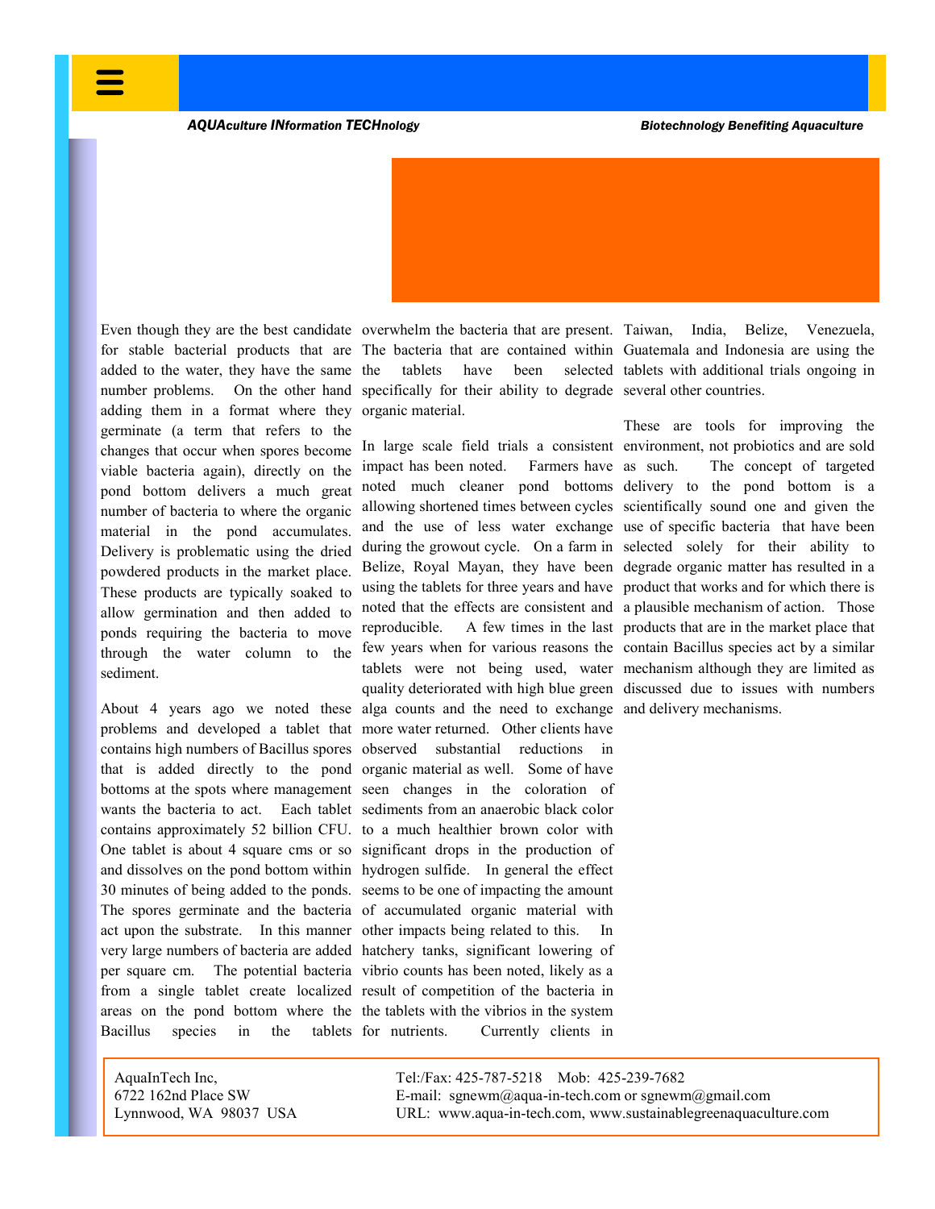Even though they are the best candidate for stable bacterial products that are added to the water, they have the same number problems. On the other hand adding them in a format where they germinate (a term that refers to the changes that occur when spores become viable bacteria again), directly on the pond bottom delivers a much great number of bacteria to where the organic material in the pond accumulates. Delivery is problematic using the dried powdered products in the market place. These products are typically soaked to allow germination and then added to ponds requiring the bacteria to move through the water column to the sediment.

About 4 years ago we noted these problems and developed a tablet that contains high numbers of Bacillus spores that is added directly to the pond bottoms at the spots where management wants the bacteria to act. Each tablet contains approximately 52 billion CFU. One tablet is about 4 square cms or so and dissolves on the pond bottom within 30 minutes of being added to the ponds. The spores germinate and the bacteria act upon the substrate. In this manner very large numbers of bacteria are added per square cm. The potential bacteria from a single tablet create localized areas on the pond bottom where the Bacillus species in the tablets overwhelm the bacteria that are present. The bacteria that are contained within the tablets have been selected specifically for their ability to degrade organic material.

In large scale field trials a consistent impact has been noted. Farmers have noted much cleaner pond bottoms allowing shortened times between cycles and the use of less water exchange during the growout cycle. On a farm in Belize, Royal Mayan, they have been using the tablets for three years and have noted that the effects are consistent and reproducible. A few times in the last few years when for various reasons the tablets were not being used, water quality deteriorated with high blue green alga counts and the need to exchange more water returned. Other clients have observed substantial reductions in organic material as well. Some of have seen changes in the coloration of sediments from an anaerobic black color to a much healthier brown color with significant drops in the production of hydrogen sulfide. In general the effect seems to be one of impacting the amount of accumulated organic material with other impacts being related to this. In hatchery tanks, significant lowering of vibrio counts has been noted, likely as a result of competition of the bacteria in the tablets with the vibrios in the system for nutrients. Currently clients in Taiwan, India, Belize, Venezuela, Guatemala and Indonesia are using the tablets with additional trials ongoing in several other countries.

These are tools for improving the environment, not probiotics and are sold as such. The concept of targeted delivery to the pond bottom is a scientifically sound one and given the use of specific bacteria that have been selected solely for their ability to degrade organic matter has resulted in a product that works and for which there is a plausible mechanism of action. Those products that are in the market place that contain Bacillus species act by a similar mechanism although they are limited as discussed due to issues with numbers and delivery mechanisms.

AquaInTech Inc,
6722 162nd Place SW
Lynnwood, WA 98037 USA

Tel:/Fax: 425-787-5218 Mob: 425-239-7682
E-mail: sgnewm@aqua-in-tech.com or sgnewm@gmail.com
URL: www.aqua-in-tech.com, www.sustainablegreenaquaculture.com